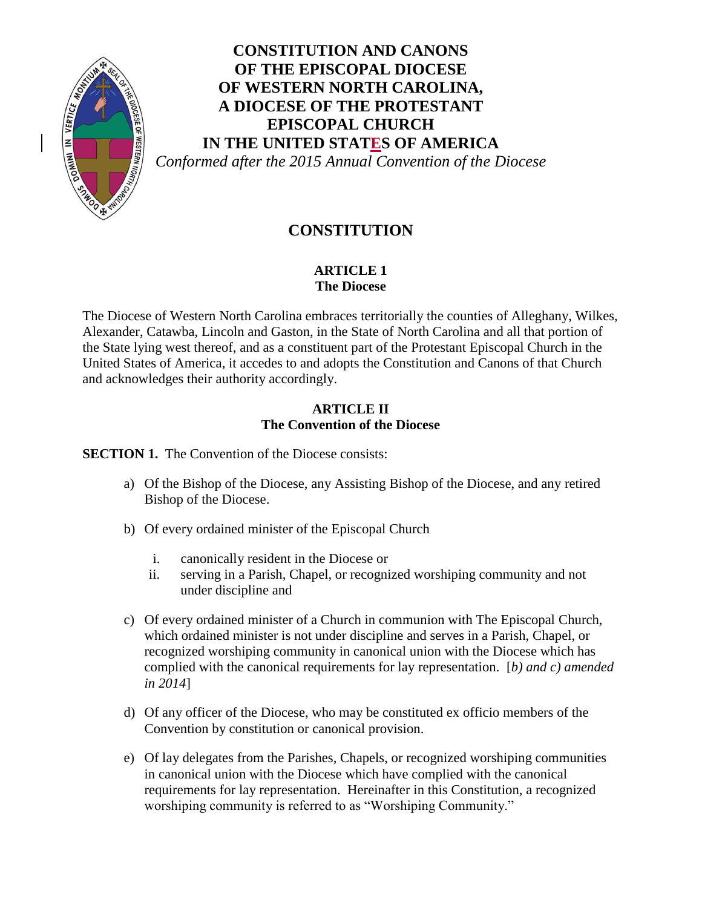# CONSTITUTION AND CANONS OF THE EPISCOPAL DIOCESE OF WESTERN NORTH CAROLINA, A DIOCESE OF THE PROTESTANT EPISCOPAL CHURCH IN THE UNITED STATES OF AMERICA

*Conformed after the 2015 Annual Convention of the Diocese*

## CONSTITUTION

### ARTICLE 1
### The Diocese

The Diocese of Western North Carolina embraces territorially the counties of Alleghany, Wilkes, Alexander, Catawba, Lincoln and Gaston, in the State of North Carolina and all that portion of the State lying west thereof, and as a constituent part of the Protestant Episcopal Church in the United States of America, it accedes to and adopts the Constitution and Canons of that Church and acknowledges their authority accordingly.

### ARTICLE II
### The Convention of the Diocese

**SECTION 1.** The Convention of the Diocese consists:

a) Of the Bishop of the Diocese, any Assisting Bishop of the Diocese, and any retired Bishop of the Diocese.

b) Of every ordained minister of the Episcopal Church

   i. canonically resident in the Diocese or
   ii. serving in a Parish, Chapel, or recognized worshiping community and not under discipline and

c) Of every ordained minister of a Church in communion with The Episcopal Church, which ordained minister is not under discipline and serves in a Parish, Chapel, or recognized worshiping community in canonical union with the Diocese which has complied with the canonical requirements for lay representation. [*b) and c) amended in 2014*]

d) Of any officer of the Diocese, who may be constituted ex officio members of the Convention by constitution or canonical provision.

e) Of lay delegates from the Parishes, Chapels, or recognized worshiping communities in canonical union with the Diocese which have complied with the canonical requirements for lay representation. Hereinafter in this Constitution, a recognized worshiping community is referred to as "Worshiping Community."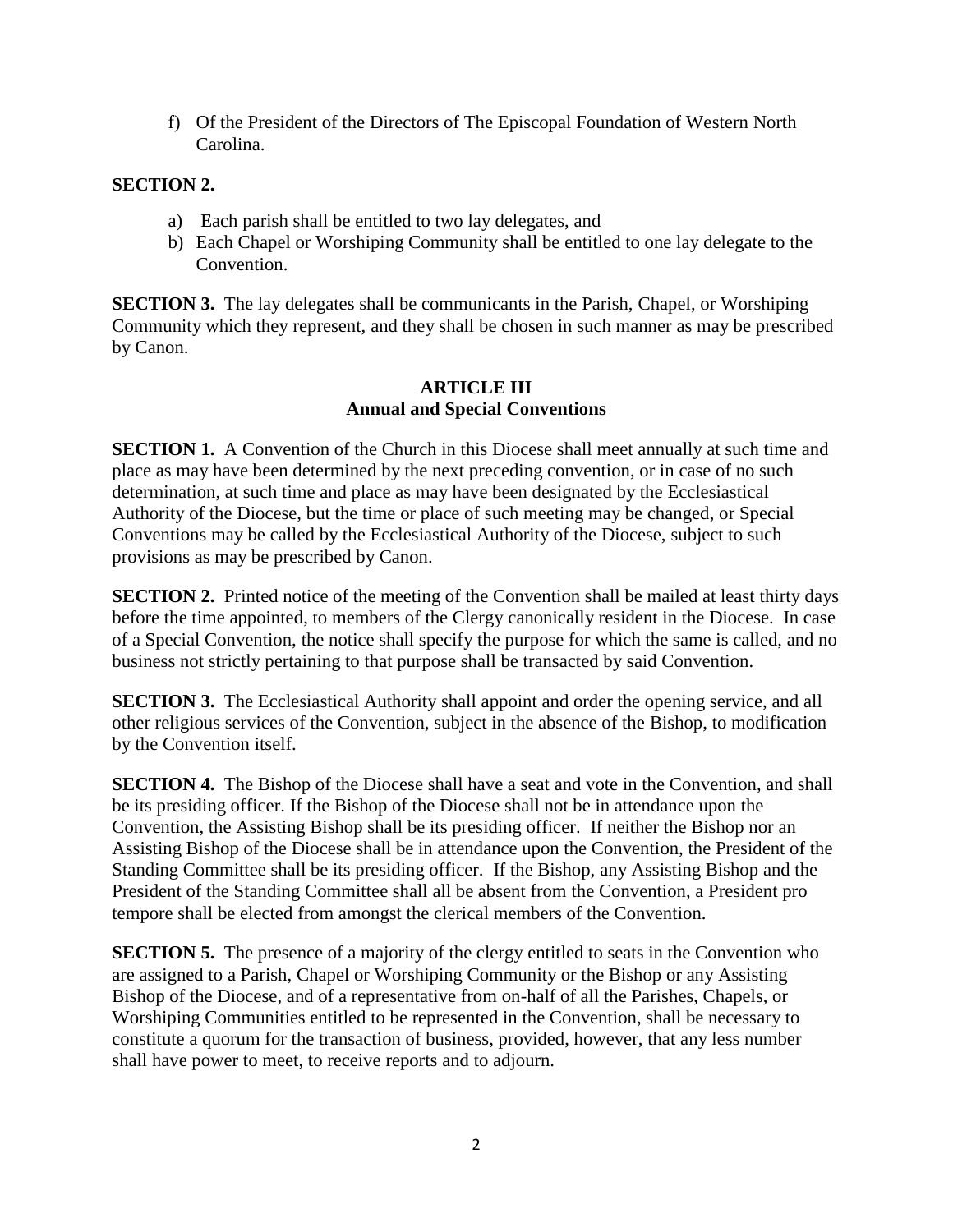f) Of the President of the Directors of The Episcopal Foundation of Western North Carolina.

**SECTION 2.**

a) Each parish shall be entitled to two lay delegates, and
b) Each Chapel or Worshiping Community shall be entitled to one lay delegate to the Convention.

**SECTION 3.** The lay delegates shall be communicants in the Parish, Chapel, or Worshiping Community which they represent, and they shall be chosen in such manner as may be prescribed by Canon.

## ARTICLE III
## Annual and Special Conventions

**SECTION 1.** A Convention of the Church in this Diocese shall meet annually at such time and place as may have been determined by the next preceding convention, or in case of no such determination, at such time and place as may have been designated by the Ecclesiastical Authority of the Diocese, but the time or place of such meeting may be changed, or Special Conventions may be called by the Ecclesiastical Authority of the Diocese, subject to such provisions as may be prescribed by Canon.

**SECTION 2.** Printed notice of the meeting of the Convention shall be mailed at least thirty days before the time appointed, to members of the Clergy canonically resident in the Diocese. In case of a Special Convention, the notice shall specify the purpose for which the same is called, and no business not strictly pertaining to that purpose shall be transacted by said Convention.

**SECTION 3.** The Ecclesiastical Authority shall appoint and order the opening service, and all other religious services of the Convention, subject in the absence of the Bishop, to modification by the Convention itself.

**SECTION 4.** The Bishop of the Diocese shall have a seat and vote in the Convention, and shall be its presiding officer. If the Bishop of the Diocese shall not be in attendance upon the Convention, the Assisting Bishop shall be its presiding officer. If neither the Bishop nor an Assisting Bishop of the Diocese shall be in attendance upon the Convention, the President of the Standing Committee shall be its presiding officer. If the Bishop, any Assisting Bishop and the President of the Standing Committee shall all be absent from the Convention, a President pro tempore shall be elected from amongst the clerical members of the Convention.

**SECTION 5.** The presence of a majority of the clergy entitled to seats in the Convention who are assigned to a Parish, Chapel or Worshiping Community or the Bishop or any Assisting Bishop of the Diocese, and of a representative from on-half of all the Parishes, Chapels, or Worshiping Communities entitled to be represented in the Convention, shall be necessary to constitute a quorum for the transaction of business, provided, however, that any less number shall have power to meet, to receive reports and to adjourn.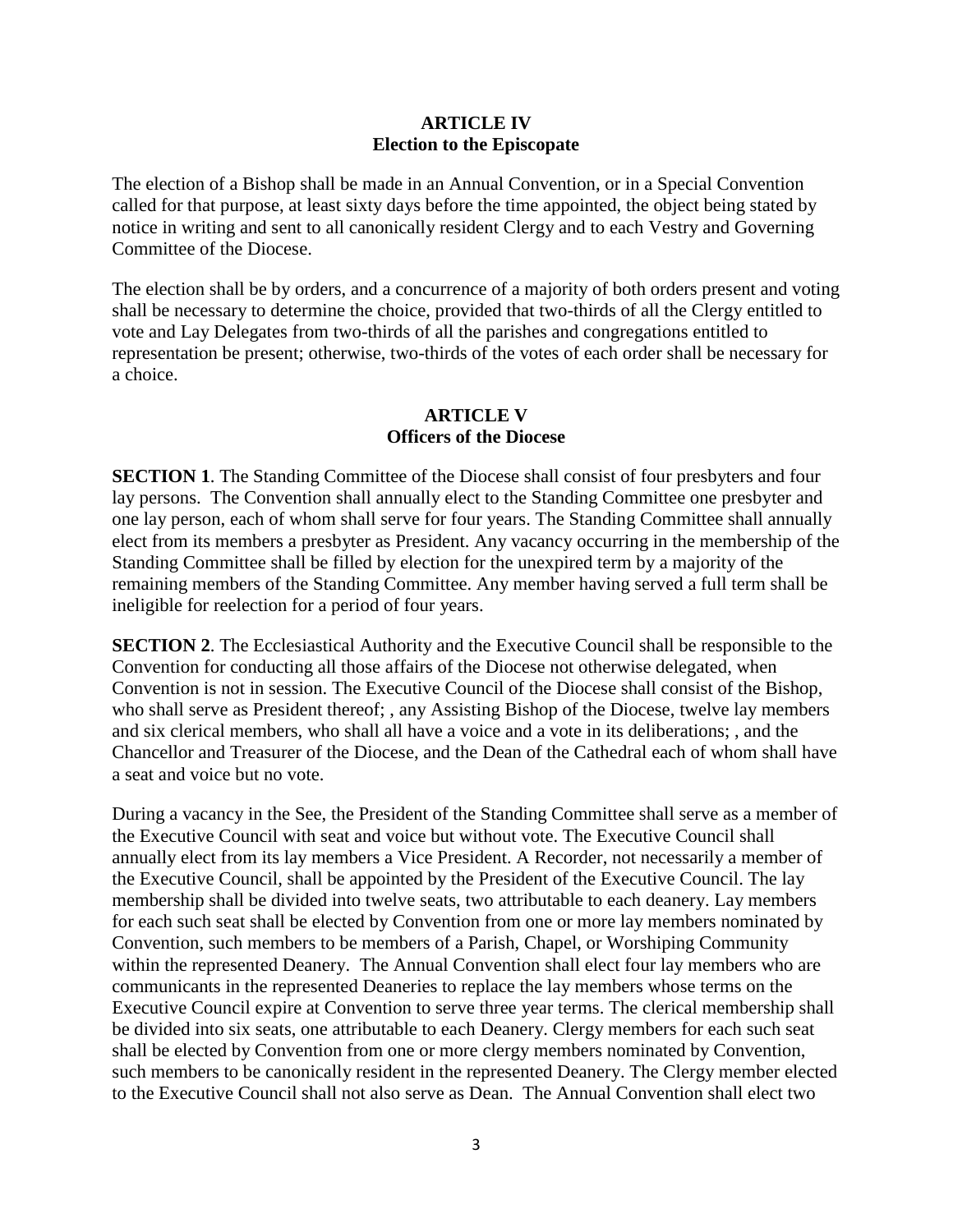## ARTICLE IV
## Election to the Episcopate

The election of a Bishop shall be made in an Annual Convention, or in a Special Convention called for that purpose, at least sixty days before the time appointed, the object being stated by notice in writing and sent to all canonically resident Clergy and to each Vestry and Governing Committee of the Diocese.

The election shall be by orders, and a concurrence of a majority of both orders present and voting shall be necessary to determine the choice, provided that two-thirds of all the Clergy entitled to vote and Lay Delegates from two-thirds of all the parishes and congregations entitled to representation be present; otherwise, two-thirds of the votes of each order shall be necessary for a choice.

## ARTICLE V
## Officers of the Diocese

**SECTION 1**. The Standing Committee of the Diocese shall consist of four presbyters and four lay persons. The Convention shall annually elect to the Standing Committee one presbyter and one lay person, each of whom shall serve for four years. The Standing Committee shall annually elect from its members a presbyter as President. Any vacancy occurring in the membership of the Standing Committee shall be filled by election for the unexpired term by a majority of the remaining members of the Standing Committee. Any member having served a full term shall be ineligible for reelection for a period of four years.

**SECTION 2**. The Ecclesiastical Authority and the Executive Council shall be responsible to the Convention for conducting all those affairs of the Diocese not otherwise delegated, when Convention is not in session. The Executive Council of the Diocese shall consist of the Bishop, who shall serve as President thereof; , any Assisting Bishop of the Diocese, twelve lay members and six clerical members, who shall all have a voice and a vote in its deliberations; , and the Chancellor and Treasurer of the Diocese, and the Dean of the Cathedral each of whom shall have a seat and voice but no vote.

During a vacancy in the See, the President of the Standing Committee shall serve as a member of the Executive Council with seat and voice but without vote. The Executive Council shall annually elect from its lay members a Vice President. A Recorder, not necessarily a member of the Executive Council, shall be appointed by the President of the Executive Council. The lay membership shall be divided into twelve seats, two attributable to each deanery. Lay members for each such seat shall be elected by Convention from one or more lay members nominated by Convention, such members to be members of a Parish, Chapel, or Worshiping Community within the represented Deanery. The Annual Convention shall elect four lay members who are communicants in the represented Deaneries to replace the lay members whose terms on the Executive Council expire at Convention to serve three year terms. The clerical membership shall be divided into six seats, one attributable to each Deanery. Clergy members for each such seat shall be elected by Convention from one or more clergy members nominated by Convention, such members to be canonically resident in the represented Deanery. The Clergy member elected to the Executive Council shall not also serve as Dean. The Annual Convention shall elect two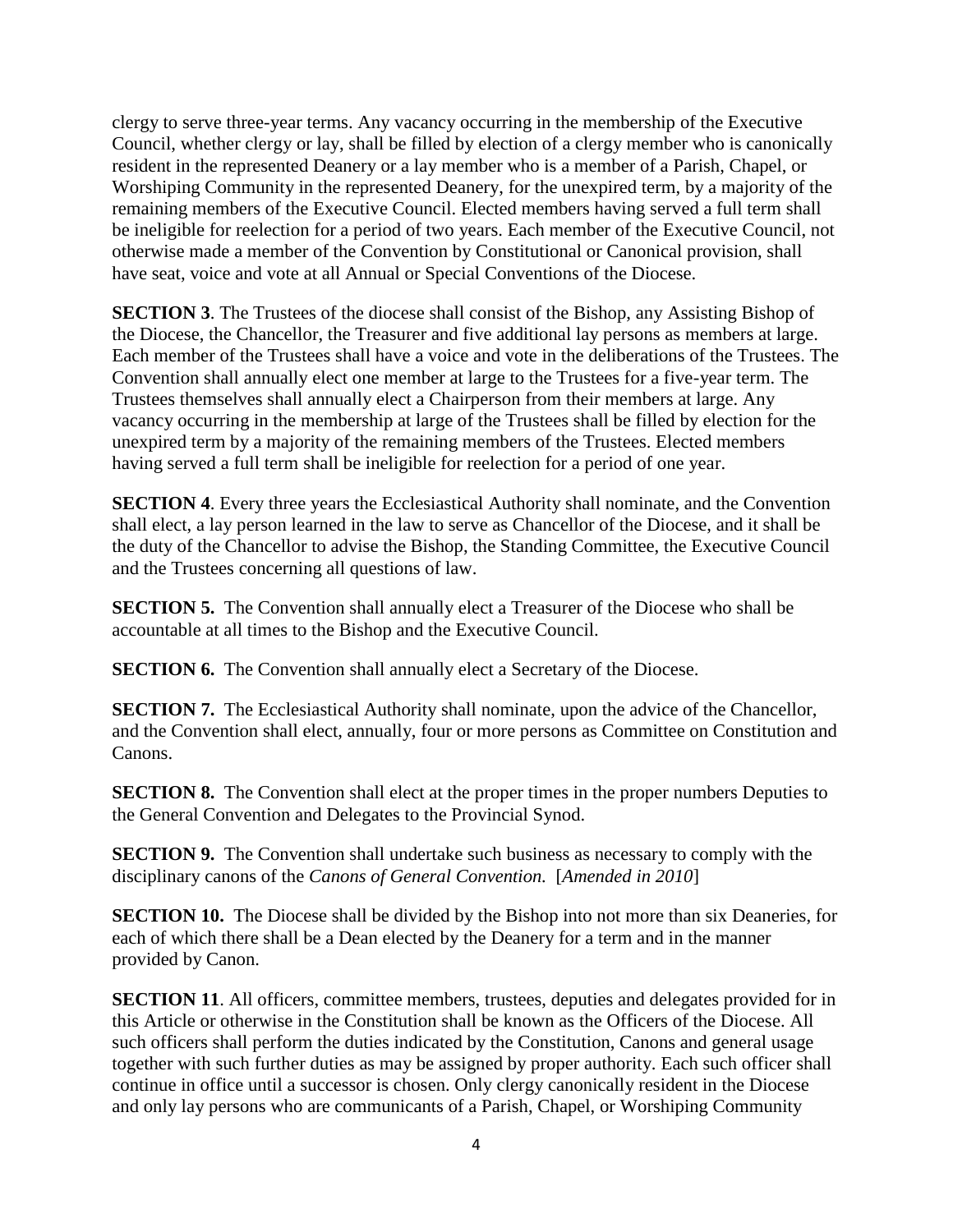clergy to serve three-year terms. Any vacancy occurring in the membership of the Executive Council, whether clergy or lay, shall be filled by election of a clergy member who is canonically resident in the represented Deanery or a lay member who is a member of a Parish, Chapel, or Worshiping Community in the represented Deanery, for the unexpired term, by a majority of the remaining members of the Executive Council. Elected members having served a full term shall be ineligible for reelection for a period of two years. Each member of the Executive Council, not otherwise made a member of the Convention by Constitutional or Canonical provision, shall have seat, voice and vote at all Annual or Special Conventions of the Diocese.

**SECTION 3**. The Trustees of the diocese shall consist of the Bishop, any Assisting Bishop of the Diocese, the Chancellor, the Treasurer and five additional lay persons as members at large. Each member of the Trustees shall have a voice and vote in the deliberations of the Trustees. The Convention shall annually elect one member at large to the Trustees for a five-year term. The Trustees themselves shall annually elect a Chairperson from their members at large. Any vacancy occurring in the membership at large of the Trustees shall be filled by election for the unexpired term by a majority of the remaining members of the Trustees. Elected members having served a full term shall be ineligible for reelection for a period of one year.

**SECTION 4**. Every three years the Ecclesiastical Authority shall nominate, and the Convention shall elect, a lay person learned in the law to serve as Chancellor of the Diocese, and it shall be the duty of the Chancellor to advise the Bishop, the Standing Committee, the Executive Council and the Trustees concerning all questions of law.

**SECTION 5.** The Convention shall annually elect a Treasurer of the Diocese who shall be accountable at all times to the Bishop and the Executive Council.

**SECTION 6.** The Convention shall annually elect a Secretary of the Diocese.

**SECTION 7.** The Ecclesiastical Authority shall nominate, upon the advice of the Chancellor, and the Convention shall elect, annually, four or more persons as Committee on Constitution and Canons.

**SECTION 8.** The Convention shall elect at the proper times in the proper numbers Deputies to the General Convention and Delegates to the Provincial Synod.

**SECTION 9.** The Convention shall undertake such business as necessary to comply with the disciplinary canons of the *Canons of General Convention.* [*Amended in 2010*]

**SECTION 10.** The Diocese shall be divided by the Bishop into not more than six Deaneries, for each of which there shall be a Dean elected by the Deanery for a term and in the manner provided by Canon.

**SECTION 11**. All officers, committee members, trustees, deputies and delegates provided for in this Article or otherwise in the Constitution shall be known as the Officers of the Diocese. All such officers shall perform the duties indicated by the Constitution, Canons and general usage together with such further duties as may be assigned by proper authority. Each such officer shall continue in office until a successor is chosen. Only clergy canonically resident in the Diocese and only lay persons who are communicants of a Parish, Chapel, or Worshiping Community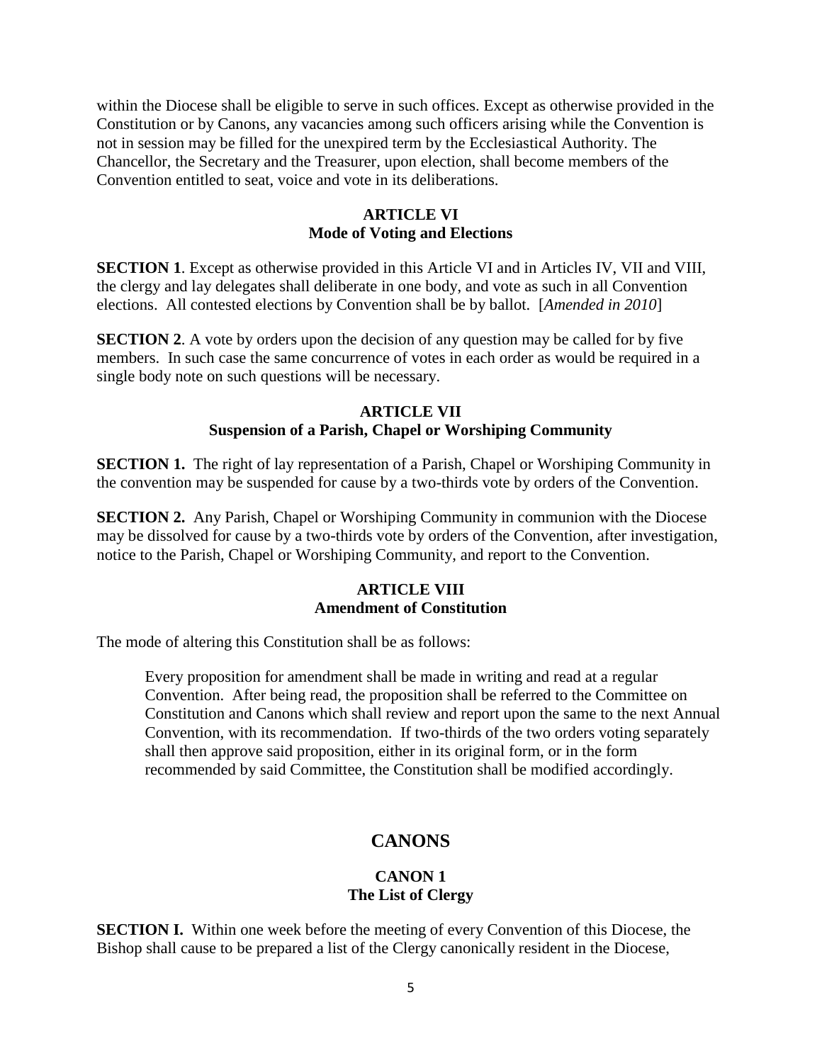within the Diocese shall be eligible to serve in such offices. Except as otherwise provided in the Constitution or by Canons, any vacancies among such officers arising while the Convention is not in session may be filled for the unexpired term by the Ecclesiastical Authority. The Chancellor, the Secretary and the Treasurer, upon election, shall become members of the Convention entitled to seat, voice and vote in its deliberations.

### ARTICLE VI
### Mode of Voting and Elections

**SECTION 1**. Except as otherwise provided in this Article VI and in Articles IV, VII and VIII, the clergy and lay delegates shall deliberate in one body, and vote as such in all Convention elections. All contested elections by Convention shall be by ballot. [*Amended in 2010*]

**SECTION 2**. A vote by orders upon the decision of any question may be called for by five members. In such case the same concurrence of votes in each order as would be required in a single body note on such questions will be necessary.

### ARTICLE VII
### Suspension of a Parish, Chapel or Worshiping Community

**SECTION 1.** The right of lay representation of a Parish, Chapel or Worshiping Community in the convention may be suspended for cause by a two-thirds vote by orders of the Convention.

**SECTION 2.** Any Parish, Chapel or Worshiping Community in communion with the Diocese may be dissolved for cause by a two-thirds vote by orders of the Convention, after investigation, notice to the Parish, Chapel or Worshiping Community, and report to the Convention.

### ARTICLE VIII
### Amendment of Constitution

The mode of altering this Constitution shall be as follows:

> Every proposition for amendment shall be made in writing and read at a regular Convention. After being read, the proposition shall be referred to the Committee on Constitution and Canons which shall review and report upon the same to the next Annual Convention, with its recommendation. If two-thirds of the two orders voting separately shall then approve said proposition, either in its original form, or in the form recommended by said Committee, the Constitution shall be modified accordingly.

## CANONS

### CANON 1
### The List of Clergy

**SECTION I.** Within one week before the meeting of every Convention of this Diocese, the Bishop shall cause to be prepared a list of the Clergy canonically resident in the Diocese,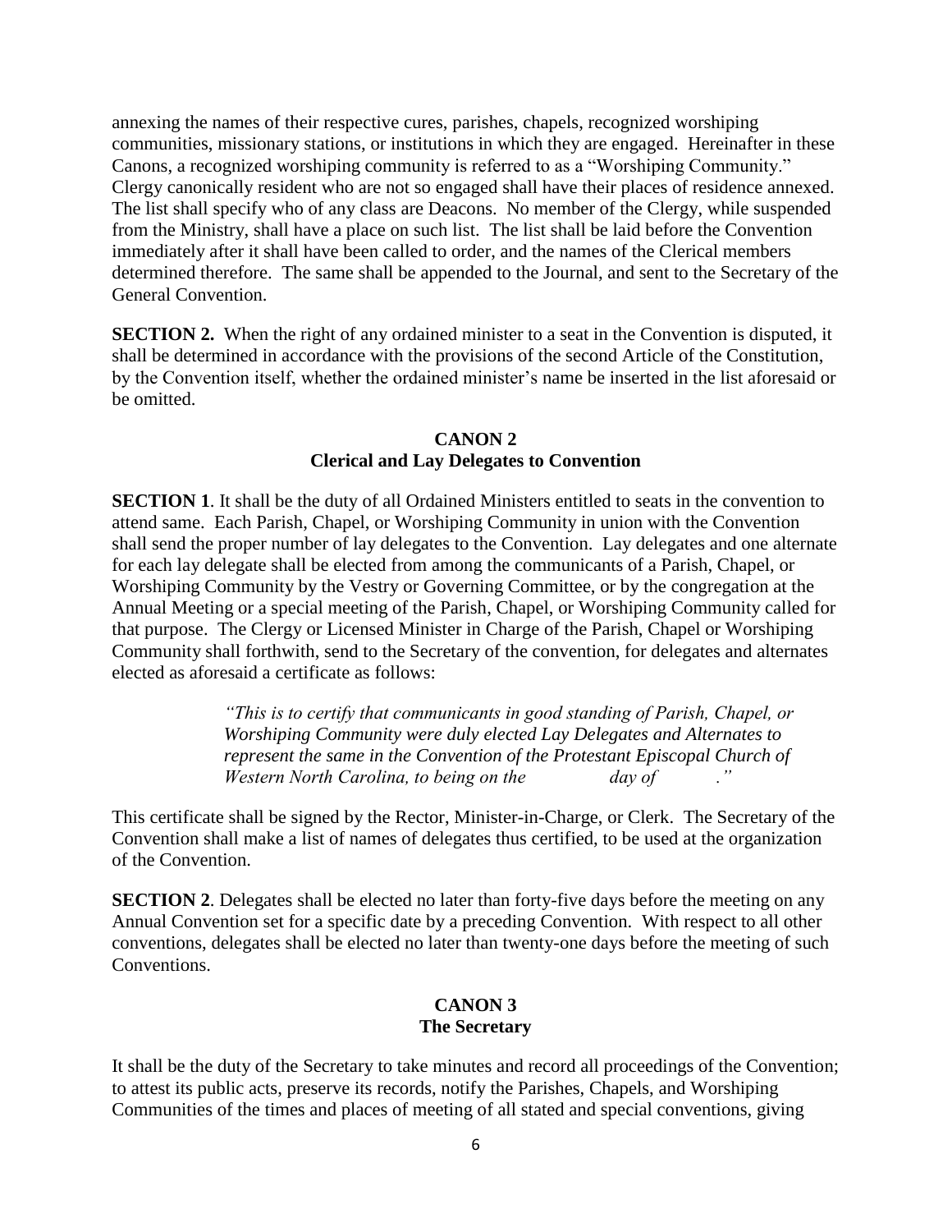annexing the names of their respective cures, parishes, chapels, recognized worshiping communities, missionary stations, or institutions in which they are engaged. Hereinafter in these Canons, a recognized worshiping community is referred to as a "Worshiping Community." Clergy canonically resident who are not so engaged shall have their places of residence annexed. The list shall specify who of any class are Deacons. No member of the Clergy, while suspended from the Ministry, shall have a place on such list. The list shall be laid before the Convention immediately after it shall have been called to order, and the names of the Clerical members determined therefore. The same shall be appended to the Journal, and sent to the Secretary of the General Convention.

**SECTION 2.** When the right of any ordained minister to a seat in the Convention is disputed, it shall be determined in accordance with the provisions of the second Article of the Constitution, by the Convention itself, whether the ordained minister's name be inserted in the list aforesaid or be omitted.

## CANON 2
## Clerical and Lay Delegates to Convention

**SECTION 1**. It shall be the duty of all Ordained Ministers entitled to seats in the convention to attend same. Each Parish, Chapel, or Worshiping Community in union with the Convention shall send the proper number of lay delegates to the Convention. Lay delegates and one alternate for each lay delegate shall be elected from among the communicants of a Parish, Chapel, or Worshiping Community by the Vestry or Governing Committee, or by the congregation at the Annual Meeting or a special meeting of the Parish, Chapel, or Worshiping Community called for that purpose. The Clergy or Licensed Minister in Charge of the Parish, Chapel or Worshiping Community shall forthwith, send to the Secretary of the convention, for delegates and alternates elected as aforesaid a certificate as follows:

> *"This is to certify that communicants in good standing of Parish, Chapel, or Worshiping Community were duly elected Lay Delegates and Alternates to represent the same in the Convention of the Protestant Episcopal Church of Western North Carolina, to being on the day of ."*

This certificate shall be signed by the Rector, Minister-in-Charge, or Clerk. The Secretary of the Convention shall make a list of names of delegates thus certified, to be used at the organization of the Convention.

**SECTION 2**. Delegates shall be elected no later than forty-five days before the meeting on any Annual Convention set for a specific date by a preceding Convention. With respect to all other conventions, delegates shall be elected no later than twenty-one days before the meeting of such Conventions.

## CANON 3
## The Secretary

It shall be the duty of the Secretary to take minutes and record all proceedings of the Convention; to attest its public acts, preserve its records, notify the Parishes, Chapels, and Worshiping Communities of the times and places of meeting of all stated and special conventions, giving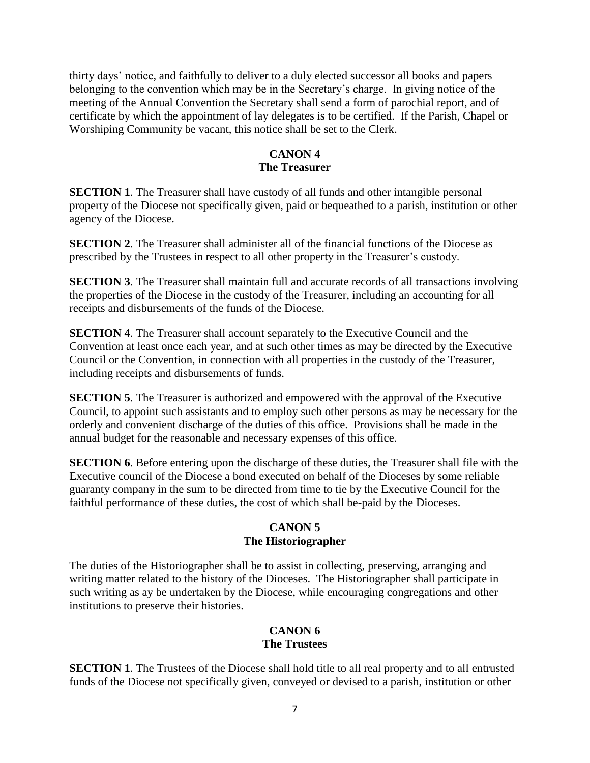thirty days' notice, and faithfully to deliver to a duly elected successor all books and papers belonging to the convention which may be in the Secretary's charge. In giving notice of the meeting of the Annual Convention the Secretary shall send a form of parochial report, and of certificate by which the appointment of lay delegates is to be certified. If the Parish, Chapel or Worshiping Community be vacant, this notice shall be set to the Clerk.

## CANON 4
## The Treasurer

**SECTION 1**. The Treasurer shall have custody of all funds and other intangible personal property of the Diocese not specifically given, paid or bequeathed to a parish, institution or other agency of the Diocese.

**SECTION 2**. The Treasurer shall administer all of the financial functions of the Diocese as prescribed by the Trustees in respect to all other property in the Treasurer's custody.

**SECTION 3**. The Treasurer shall maintain full and accurate records of all transactions involving the properties of the Diocese in the custody of the Treasurer, including an accounting for all receipts and disbursements of the funds of the Diocese.

**SECTION 4**. The Treasurer shall account separately to the Executive Council and the Convention at least once each year, and at such other times as may be directed by the Executive Council or the Convention, in connection with all properties in the custody of the Treasurer, including receipts and disbursements of funds.

**SECTION 5**. The Treasurer is authorized and empowered with the approval of the Executive Council, to appoint such assistants and to employ such other persons as may be necessary for the orderly and convenient discharge of the duties of this office. Provisions shall be made in the annual budget for the reasonable and necessary expenses of this office.

**SECTION 6**. Before entering upon the discharge of these duties, the Treasurer shall file with the Executive council of the Diocese a bond executed on behalf of the Dioceses by some reliable guaranty company in the sum to be directed from time to tie by the Executive Council for the faithful performance of these duties, the cost of which shall be-paid by the Dioceses.

## CANON 5
## The Historiographer

The duties of the Historiographer shall be to assist in collecting, preserving, arranging and writing matter related to the history of the Dioceses. The Historiographer shall participate in such writing as ay be undertaken by the Diocese, while encouraging congregations and other institutions to preserve their histories.

## CANON 6
## The Trustees

**SECTION 1**. The Trustees of the Diocese shall hold title to all real property and to all entrusted funds of the Diocese not specifically given, conveyed or devised to a parish, institution or other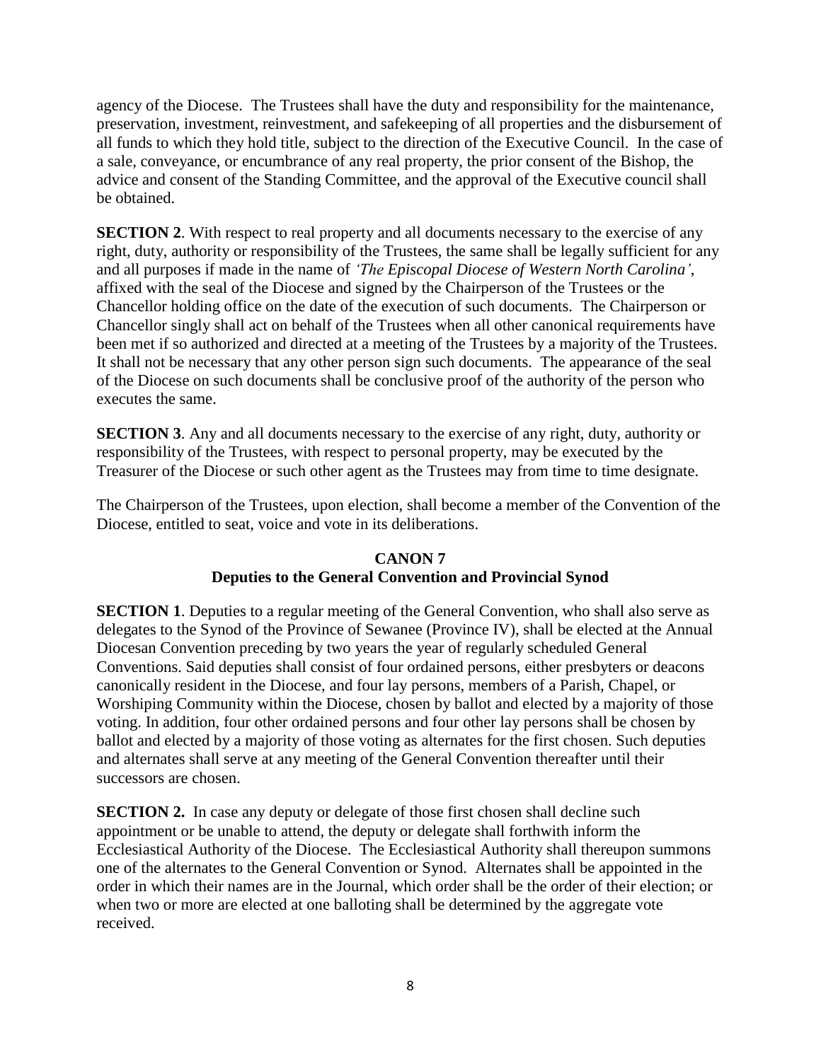agency of the Diocese. The Trustees shall have the duty and responsibility for the maintenance, preservation, investment, reinvestment, and safekeeping of all properties and the disbursement of all funds to which they hold title, subject to the direction of the Executive Council. In the case of a sale, conveyance, or encumbrance of any real property, the prior consent of the Bishop, the advice and consent of the Standing Committee, and the approval of the Executive council shall be obtained.

**SECTION 2**. With respect to real property and all documents necessary to the exercise of any right, duty, authority or responsibility of the Trustees, the same shall be legally sufficient for any and all purposes if made in the name of *'The Episcopal Diocese of Western North Carolina'*, affixed with the seal of the Diocese and signed by the Chairperson of the Trustees or the Chancellor holding office on the date of the execution of such documents. The Chairperson or Chancellor singly shall act on behalf of the Trustees when all other canonical requirements have been met if so authorized and directed at a meeting of the Trustees by a majority of the Trustees. It shall not be necessary that any other person sign such documents. The appearance of the seal of the Diocese on such documents shall be conclusive proof of the authority of the person who executes the same.

**SECTION 3**. Any and all documents necessary to the exercise of any right, duty, authority or responsibility of the Trustees, with respect to personal property, may be executed by the Treasurer of the Diocese or such other agent as the Trustees may from time to time designate.

The Chairperson of the Trustees, upon election, shall become a member of the Convention of the Diocese, entitled to seat, voice and vote in its deliberations.

## CANON 7
## Deputies to the General Convention and Provincial Synod

**SECTION 1**. Deputies to a regular meeting of the General Convention, who shall also serve as delegates to the Synod of the Province of Sewanee (Province IV), shall be elected at the Annual Diocesan Convention preceding by two years the year of regularly scheduled General Conventions. Said deputies shall consist of four ordained persons, either presbyters or deacons canonically resident in the Diocese, and four lay persons, members of a Parish, Chapel, or Worshiping Community within the Diocese, chosen by ballot and elected by a majority of those voting. In addition, four other ordained persons and four other lay persons shall be chosen by ballot and elected by a majority of those voting as alternates for the first chosen. Such deputies and alternates shall serve at any meeting of the General Convention thereafter until their successors are chosen.

**SECTION 2.** In case any deputy or delegate of those first chosen shall decline such appointment or be unable to attend, the deputy or delegate shall forthwith inform the Ecclesiastical Authority of the Diocese. The Ecclesiastical Authority shall thereupon summons one of the alternates to the General Convention or Synod. Alternates shall be appointed in the order in which their names are in the Journal, which order shall be the order of their election; or when two or more are elected at one balloting shall be determined by the aggregate vote received.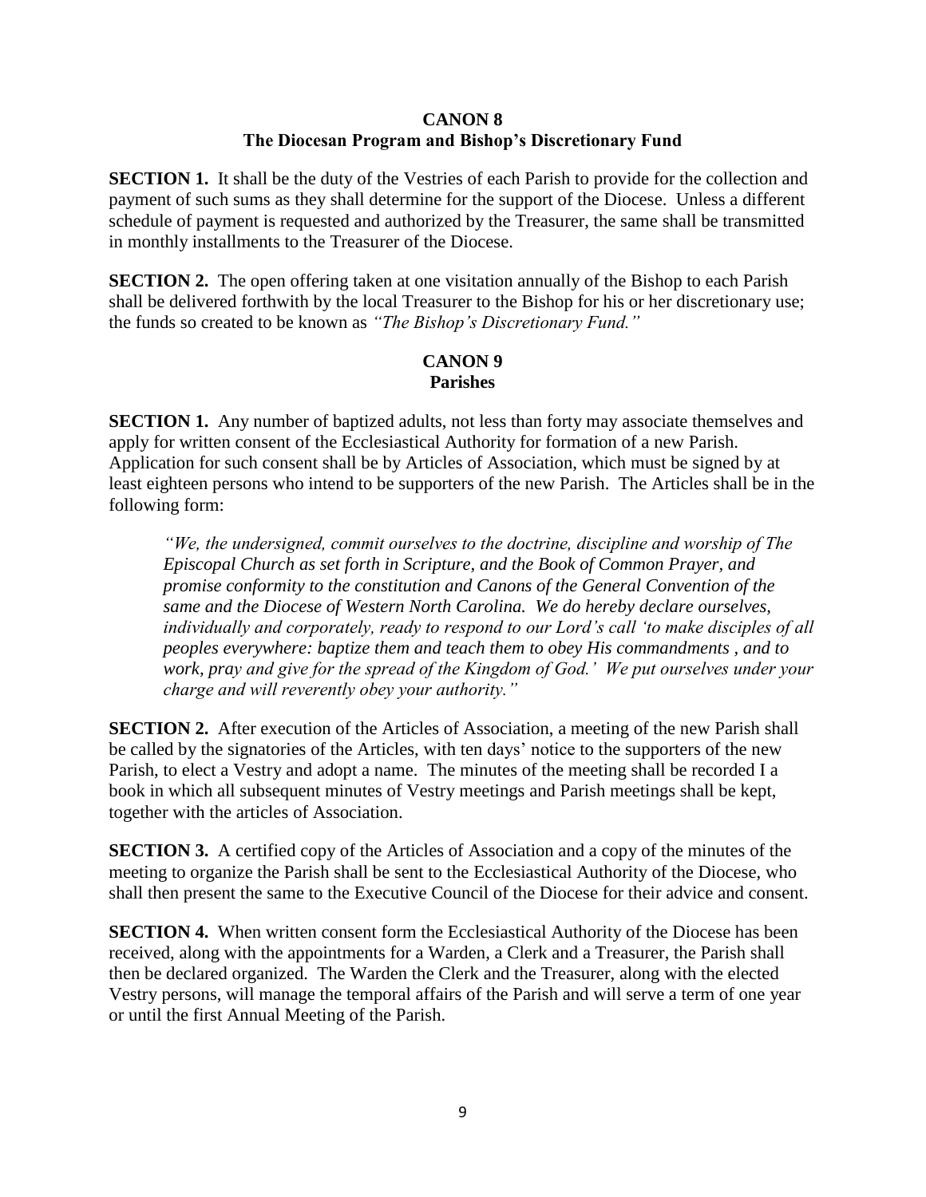## CANON 8
## The Diocesan Program and Bishop's Discretionary Fund

**SECTION 1.** It shall be the duty of the Vestries of each Parish to provide for the collection and payment of such sums as they shall determine for the support of the Diocese. Unless a different schedule of payment is requested and authorized by the Treasurer, the same shall be transmitted in monthly installments to the Treasurer of the Diocese.

**SECTION 2.** The open offering taken at one visitation annually of the Bishop to each Parish shall be delivered forthwith by the local Treasurer to the Bishop for his or her discretionary use; the funds so created to be known as *"The Bishop's Discretionary Fund."*

## CANON 9
## Parishes

**SECTION 1.** Any number of baptized adults, not less than forty may associate themselves and apply for written consent of the Ecclesiastical Authority for formation of a new Parish. Application for such consent shall be by Articles of Association, which must be signed by at least eighteen persons who intend to be supporters of the new Parish. The Articles shall be in the following form:

> *"We, the undersigned, commit ourselves to the doctrine, discipline and worship of The Episcopal Church as set forth in Scripture, and the Book of Common Prayer, and promise conformity to the constitution and Canons of the General Convention of the same and the Diocese of Western North Carolina. We do hereby declare ourselves, individually and corporately, ready to respond to our Lord's call 'to make disciples of all peoples everywhere: baptize them and teach them to obey His commandments , and to work, pray and give for the spread of the Kingdom of God.' We put ourselves under your charge and will reverently obey your authority."*

**SECTION 2.** After execution of the Articles of Association, a meeting of the new Parish shall be called by the signatories of the Articles, with ten days' notice to the supporters of the new Parish, to elect a Vestry and adopt a name. The minutes of the meeting shall be recorded I a book in which all subsequent minutes of Vestry meetings and Parish meetings shall be kept, together with the articles of Association.

**SECTION 3.** A certified copy of the Articles of Association and a copy of the minutes of the meeting to organize the Parish shall be sent to the Ecclesiastical Authority of the Diocese, who shall then present the same to the Executive Council of the Diocese for their advice and consent.

**SECTION 4.** When written consent form the Ecclesiastical Authority of the Diocese has been received, along with the appointments for a Warden, a Clerk and a Treasurer, the Parish shall then be declared organized. The Warden the Clerk and the Treasurer, along with the elected Vestry persons, will manage the temporal affairs of the Parish and will serve a term of one year or until the first Annual Meeting of the Parish.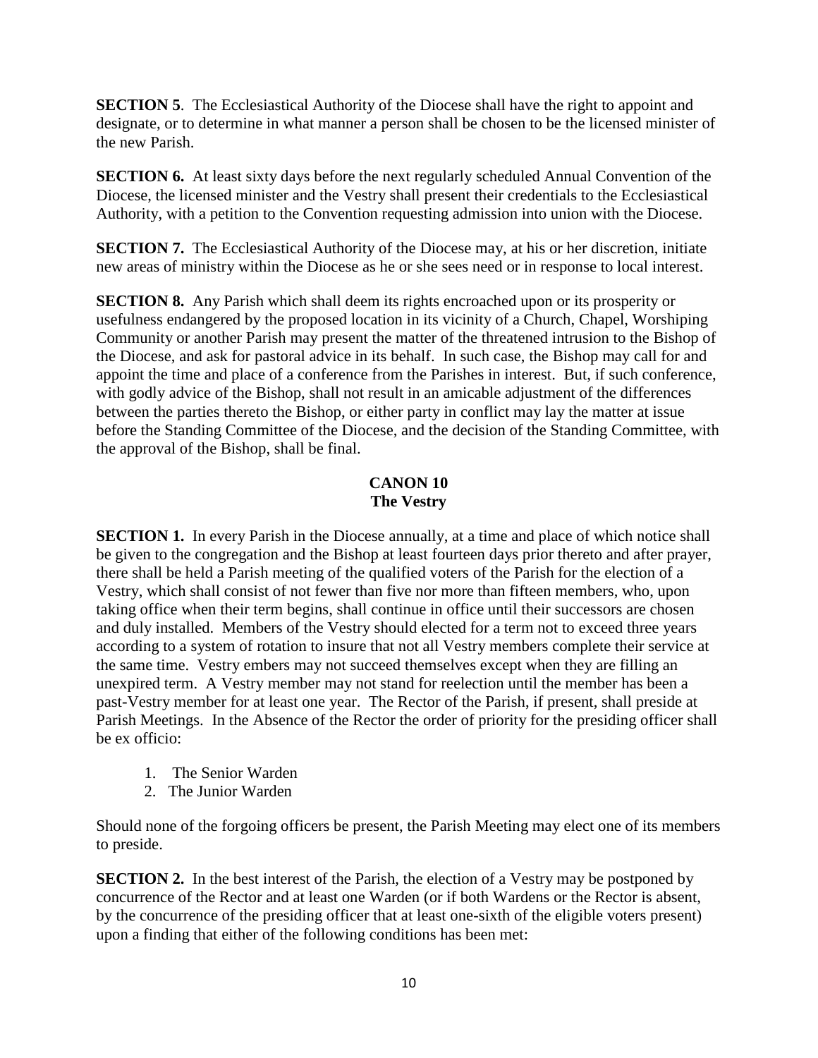**SECTION 5**. The Ecclesiastical Authority of the Diocese shall have the right to appoint and designate, or to determine in what manner a person shall be chosen to be the licensed minister of the new Parish.

**SECTION 6.** At least sixty days before the next regularly scheduled Annual Convention of the Diocese, the licensed minister and the Vestry shall present their credentials to the Ecclesiastical Authority, with a petition to the Convention requesting admission into union with the Diocese.

**SECTION 7.** The Ecclesiastical Authority of the Diocese may, at his or her discretion, initiate new areas of ministry within the Diocese as he or she sees need or in response to local interest.

**SECTION 8.** Any Parish which shall deem its rights encroached upon or its prosperity or usefulness endangered by the proposed location in its vicinity of a Church, Chapel, Worshiping Community or another Parish may present the matter of the threatened intrusion to the Bishop of the Diocese, and ask for pastoral advice in its behalf. In such case, the Bishop may call for and appoint the time and place of a conference from the Parishes in interest. But, if such conference, with godly advice of the Bishop, shall not result in an amicable adjustment of the differences between the parties thereto the Bishop, or either party in conflict may lay the matter at issue before the Standing Committee of the Diocese, and the decision of the Standing Committee, with the approval of the Bishop, shall be final.

## CANON 10
## The Vestry

**SECTION 1.** In every Parish in the Diocese annually, at a time and place of which notice shall be given to the congregation and the Bishop at least fourteen days prior thereto and after prayer, there shall be held a Parish meeting of the qualified voters of the Parish for the election of a Vestry, which shall consist of not fewer than five nor more than fifteen members, who, upon taking office when their term begins, shall continue in office until their successors are chosen and duly installed. Members of the Vestry should elected for a term not to exceed three years according to a system of rotation to insure that not all Vestry members complete their service at the same time. Vestry embers may not succeed themselves except when they are filling an unexpired term. A Vestry member may not stand for reelection until the member has been a past-Vestry member for at least one year. The Rector of the Parish, if present, shall preside at Parish Meetings. In the Absence of the Rector the order of priority for the presiding officer shall be ex officio:

1. The Senior Warden
2. The Junior Warden

Should none of the forgoing officers be present, the Parish Meeting may elect one of its members to preside.

**SECTION 2.** In the best interest of the Parish, the election of a Vestry may be postponed by concurrence of the Rector and at least one Warden (or if both Wardens or the Rector is absent, by the concurrence of the presiding officer that at least one-sixth of the eligible voters present) upon a finding that either of the following conditions has been met: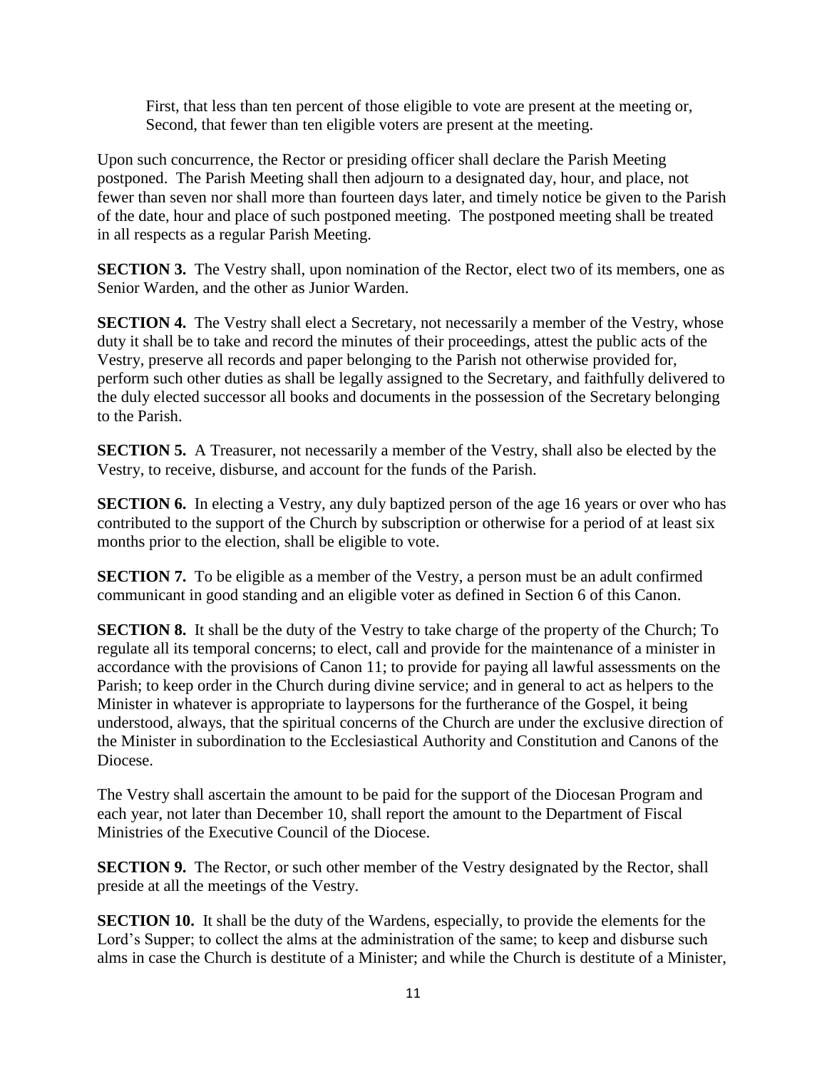First, that less than ten percent of those eligible to vote are present at the meeting or,
Second, that fewer than ten eligible voters are present at the meeting.

Upon such concurrence, the Rector or presiding officer shall declare the Parish Meeting postponed. The Parish Meeting shall then adjourn to a designated day, hour, and place, not fewer than seven nor shall more than fourteen days later, and timely notice be given to the Parish of the date, hour and place of such postponed meeting. The postponed meeting shall be treated in all respects as a regular Parish Meeting.

**SECTION 3.** The Vestry shall, upon nomination of the Rector, elect two of its members, one as Senior Warden, and the other as Junior Warden.

**SECTION 4.** The Vestry shall elect a Secretary, not necessarily a member of the Vestry, whose duty it shall be to take and record the minutes of their proceedings, attest the public acts of the Vestry, preserve all records and paper belonging to the Parish not otherwise provided for, perform such other duties as shall be legally assigned to the Secretary, and faithfully delivered to the duly elected successor all books and documents in the possession of the Secretary belonging to the Parish.

**SECTION 5.** A Treasurer, not necessarily a member of the Vestry, shall also be elected by the Vestry, to receive, disburse, and account for the funds of the Parish.

**SECTION 6.** In electing a Vestry, any duly baptized person of the age 16 years or over who has contributed to the support of the Church by subscription or otherwise for a period of at least six months prior to the election, shall be eligible to vote.

**SECTION 7.** To be eligible as a member of the Vestry, a person must be an adult confirmed communicant in good standing and an eligible voter as defined in Section 6 of this Canon.

**SECTION 8.** It shall be the duty of the Vestry to take charge of the property of the Church; To regulate all its temporal concerns; to elect, call and provide for the maintenance of a minister in accordance with the provisions of Canon 11; to provide for paying all lawful assessments on the Parish; to keep order in the Church during divine service; and in general to act as helpers to the Minister in whatever is appropriate to laypersons for the furtherance of the Gospel, it being understood, always, that the spiritual concerns of the Church are under the exclusive direction of the Minister in subordination to the Ecclesiastical Authority and Constitution and Canons of the Diocese.

The Vestry shall ascertain the amount to be paid for the support of the Diocesan Program and each year, not later than December 10, shall report the amount to the Department of Fiscal Ministries of the Executive Council of the Diocese.

**SECTION 9.** The Rector, or such other member of the Vestry designated by the Rector, shall preside at all the meetings of the Vestry.

**SECTION 10.** It shall be the duty of the Wardens, especially, to provide the elements for the Lord's Supper; to collect the alms at the administration of the same; to keep and disburse such alms in case the Church is destitute of a Minister; and while the Church is destitute of a Minister,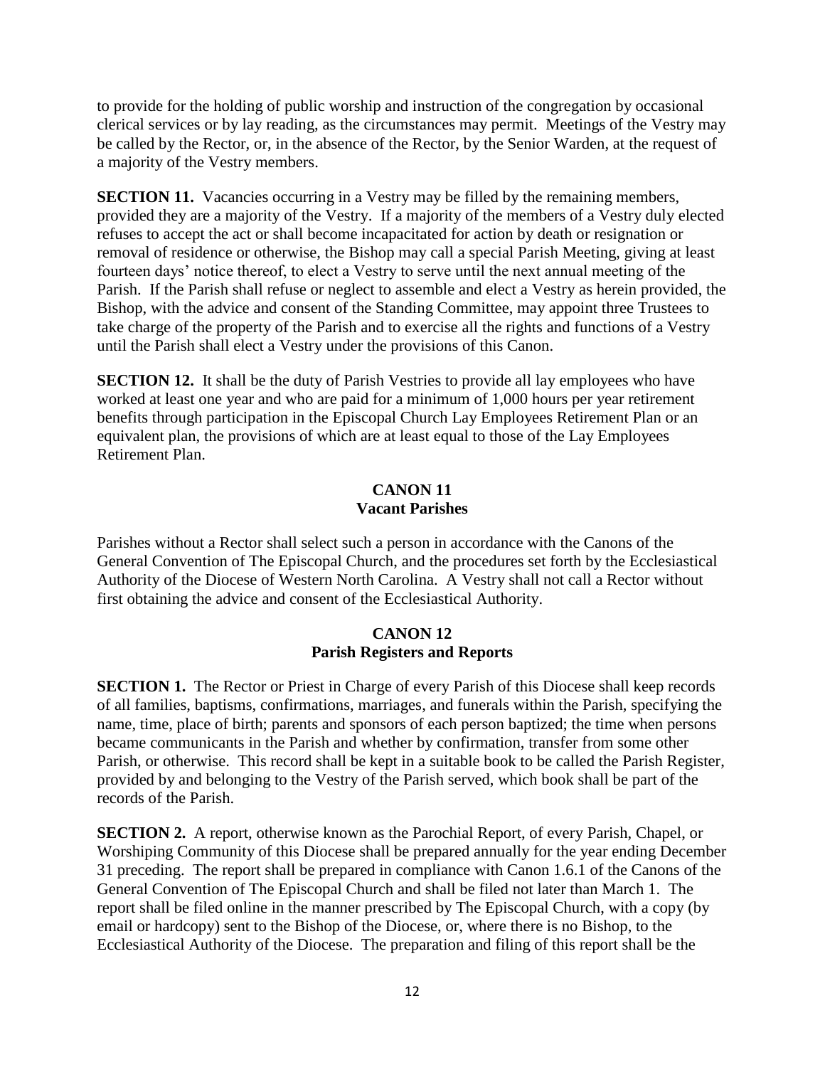to provide for the holding of public worship and instruction of the congregation by occasional clerical services or by lay reading, as the circumstances may permit. Meetings of the Vestry may be called by the Rector, or, in the absence of the Rector, by the Senior Warden, at the request of a majority of the Vestry members.

**SECTION 11.** Vacancies occurring in a Vestry may be filled by the remaining members, provided they are a majority of the Vestry. If a majority of the members of a Vestry duly elected refuses to accept the act or shall become incapacitated for action by death or resignation or removal of residence or otherwise, the Bishop may call a special Parish Meeting, giving at least fourteen days' notice thereof, to elect a Vestry to serve until the next annual meeting of the Parish. If the Parish shall refuse or neglect to assemble and elect a Vestry as herein provided, the Bishop, with the advice and consent of the Standing Committee, may appoint three Trustees to take charge of the property of the Parish and to exercise all the rights and functions of a Vestry until the Parish shall elect a Vestry under the provisions of this Canon.

**SECTION 12.** It shall be the duty of Parish Vestries to provide all lay employees who have worked at least one year and who are paid for a minimum of 1,000 hours per year retirement benefits through participation in the Episcopal Church Lay Employees Retirement Plan or an equivalent plan, the provisions of which are at least equal to those of the Lay Employees Retirement Plan.

## CANON 11
## Vacant Parishes

Parishes without a Rector shall select such a person in accordance with the Canons of the General Convention of The Episcopal Church, and the procedures set forth by the Ecclesiastical Authority of the Diocese of Western North Carolina. A Vestry shall not call a Rector without first obtaining the advice and consent of the Ecclesiastical Authority.

## CANON 12
## Parish Registers and Reports

**SECTION 1.** The Rector or Priest in Charge of every Parish of this Diocese shall keep records of all families, baptisms, confirmations, marriages, and funerals within the Parish, specifying the name, time, place of birth; parents and sponsors of each person baptized; the time when persons became communicants in the Parish and whether by confirmation, transfer from some other Parish, or otherwise. This record shall be kept in a suitable book to be called the Parish Register, provided by and belonging to the Vestry of the Parish served, which book shall be part of the records of the Parish.

**SECTION 2.** A report, otherwise known as the Parochial Report, of every Parish, Chapel, or Worshiping Community of this Diocese shall be prepared annually for the year ending December 31 preceding. The report shall be prepared in compliance with Canon 1.6.1 of the Canons of the General Convention of The Episcopal Church and shall be filed not later than March 1. The report shall be filed online in the manner prescribed by The Episcopal Church, with a copy (by email or hardcopy) sent to the Bishop of the Diocese, or, where there is no Bishop, to the Ecclesiastical Authority of the Diocese. The preparation and filing of this report shall be the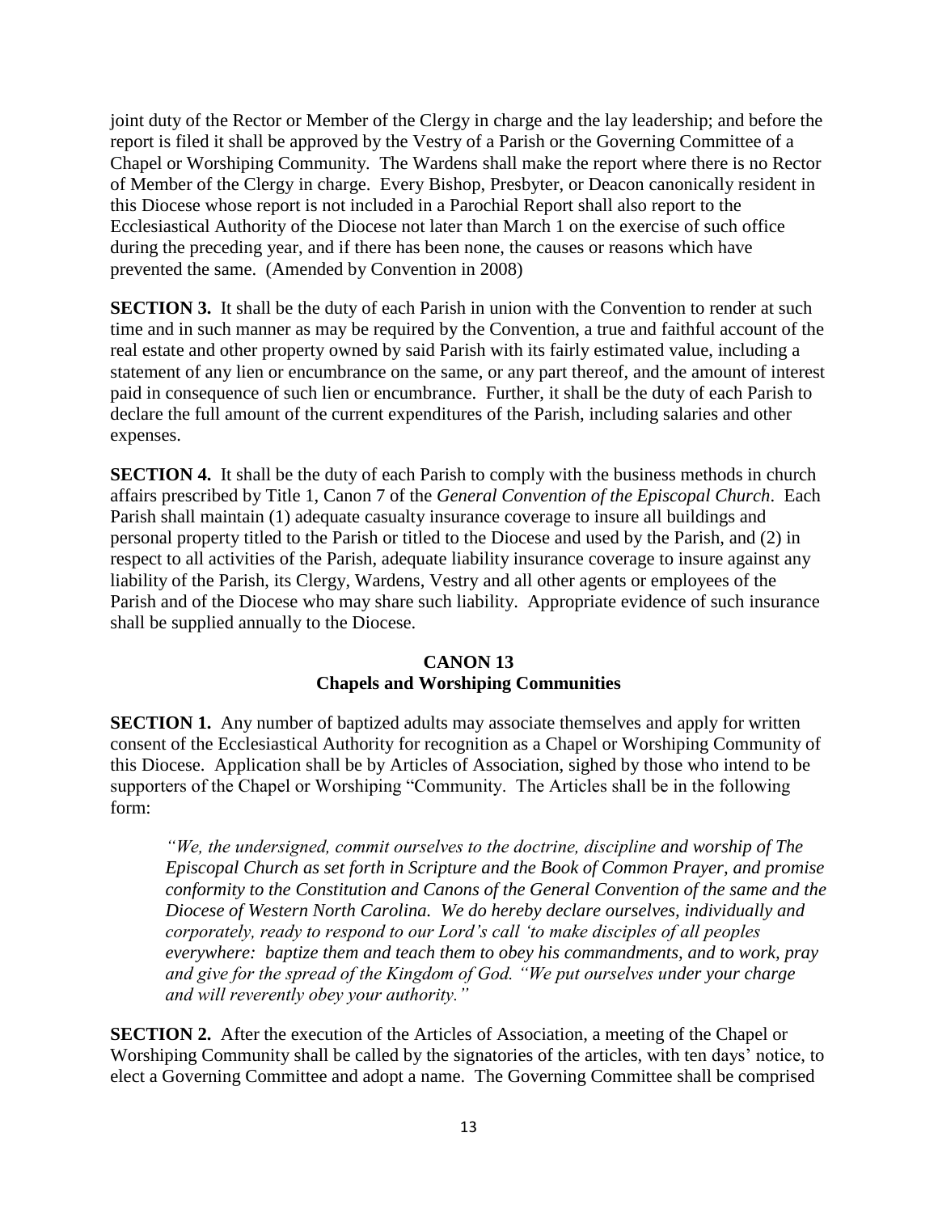joint duty of the Rector or Member of the Clergy in charge and the lay leadership; and before the report is filed it shall be approved by the Vestry of a Parish or the Governing Committee of a Chapel or Worshiping Community. The Wardens shall make the report where there is no Rector of Member of the Clergy in charge. Every Bishop, Presbyter, or Deacon canonically resident in this Diocese whose report is not included in a Parochial Report shall also report to the Ecclesiastical Authority of the Diocese not later than March 1 on the exercise of such office during the preceding year, and if there has been none, the causes or reasons which have prevented the same. (Amended by Convention in 2008)

**SECTION 3.** It shall be the duty of each Parish in union with the Convention to render at such time and in such manner as may be required by the Convention, a true and faithful account of the real estate and other property owned by said Parish with its fairly estimated value, including a statement of any lien or encumbrance on the same, or any part thereof, and the amount of interest paid in consequence of such lien or encumbrance. Further, it shall be the duty of each Parish to declare the full amount of the current expenditures of the Parish, including salaries and other expenses.

**SECTION 4.** It shall be the duty of each Parish to comply with the business methods in church affairs prescribed by Title 1, Canon 7 of the *General Convention of the Episcopal Church*. Each Parish shall maintain (1) adequate casualty insurance coverage to insure all buildings and personal property titled to the Parish or titled to the Diocese and used by the Parish, and (2) in respect to all activities of the Parish, adequate liability insurance coverage to insure against any liability of the Parish, its Clergy, Wardens, Vestry and all other agents or employees of the Parish and of the Diocese who may share such liability. Appropriate evidence of such insurance shall be supplied annually to the Diocese.

## CANON 13
## Chapels and Worshiping Communities

**SECTION 1.** Any number of baptized adults may associate themselves and apply for written consent of the Ecclesiastical Authority for recognition as a Chapel or Worshiping Community of this Diocese. Application shall be by Articles of Association, sighed by those who intend to be supporters of the Chapel or Worshiping "Community. The Articles shall be in the following form:

> *"We, the undersigned, commit ourselves to the doctrine, discipline and worship of The Episcopal Church as set forth in Scripture and the Book of Common Prayer, and promise conformity to the Constitution and Canons of the General Convention of the same and the Diocese of Western North Carolina. We do hereby declare ourselves, individually and corporately, ready to respond to our Lord's call 'to make disciples of all peoples everywhere: baptize them and teach them to obey his commandments, and to work, pray and give for the spread of the Kingdom of God. "We put ourselves under your charge and will reverently obey your authority."*

**SECTION 2.** After the execution of the Articles of Association, a meeting of the Chapel or Worshiping Community shall be called by the signatories of the articles, with ten days' notice, to elect a Governing Committee and adopt a name. The Governing Committee shall be comprised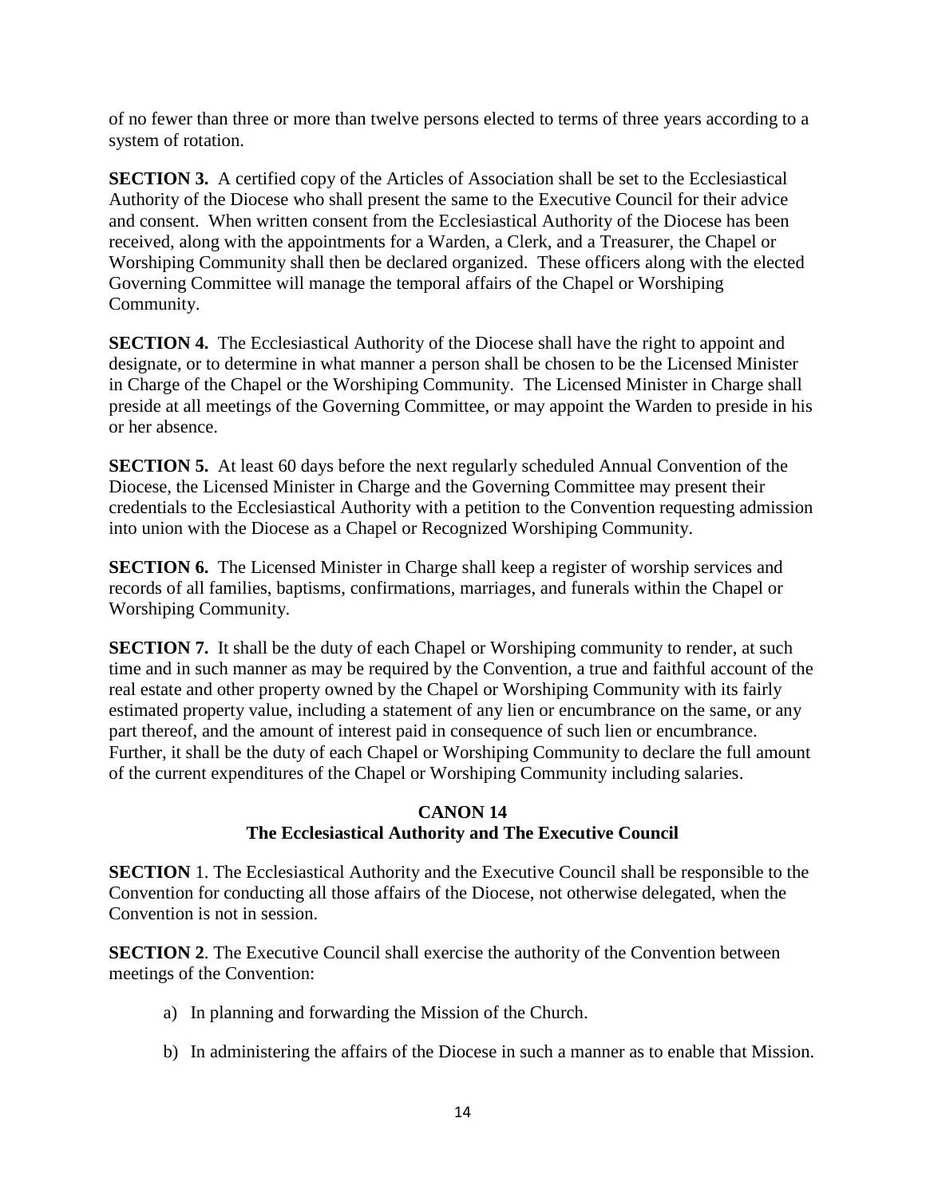of no fewer than three or more than twelve persons elected to terms of three years according to a system of rotation.

**SECTION 3.** A certified copy of the Articles of Association shall be set to the Ecclesiastical Authority of the Diocese who shall present the same to the Executive Council for their advice and consent. When written consent from the Ecclesiastical Authority of the Diocese has been received, along with the appointments for a Warden, a Clerk, and a Treasurer, the Chapel or Worshiping Community shall then be declared organized. These officers along with the elected Governing Committee will manage the temporal affairs of the Chapel or Worshiping Community.

**SECTION 4.** The Ecclesiastical Authority of the Diocese shall have the right to appoint and designate, or to determine in what manner a person shall be chosen to be the Licensed Minister in Charge of the Chapel or the Worshiping Community. The Licensed Minister in Charge shall preside at all meetings of the Governing Committee, or may appoint the Warden to preside in his or her absence.

**SECTION 5.** At least 60 days before the next regularly scheduled Annual Convention of the Diocese, the Licensed Minister in Charge and the Governing Committee may present their credentials to the Ecclesiastical Authority with a petition to the Convention requesting admission into union with the Diocese as a Chapel or Recognized Worshiping Community.

**SECTION 6.** The Licensed Minister in Charge shall keep a register of worship services and records of all families, baptisms, confirmations, marriages, and funerals within the Chapel or Worshiping Community.

**SECTION 7.** It shall be the duty of each Chapel or Worshiping community to render, at such time and in such manner as may be required by the Convention, a true and faithful account of the real estate and other property owned by the Chapel or Worshiping Community with its fairly estimated property value, including a statement of any lien or encumbrance on the same, or any part thereof, and the amount of interest paid in consequence of such lien or encumbrance. Further, it shall be the duty of each Chapel or Worshiping Community to declare the full amount of the current expenditures of the Chapel or Worshiping Community including salaries.

## CANON 14
## The Ecclesiastical Authority and The Executive Council

**SECTION** 1. The Ecclesiastical Authority and the Executive Council shall be responsible to the Convention for conducting all those affairs of the Diocese, not otherwise delegated, when the Convention is not in session.

**SECTION 2**. The Executive Council shall exercise the authority of the Convention between meetings of the Convention:

a) In planning and forwarding the Mission of the Church.

b) In administering the affairs of the Diocese in such a manner as to enable that Mission.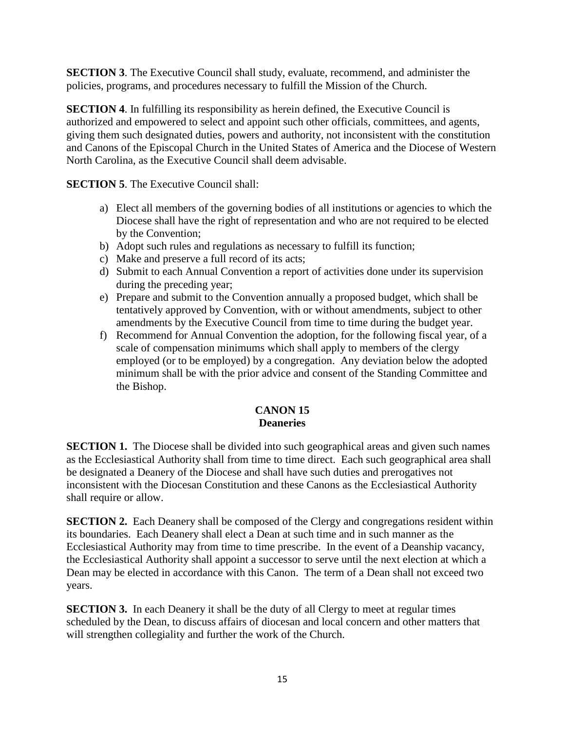**SECTION 3**. The Executive Council shall study, evaluate, recommend, and administer the policies, programs, and procedures necessary to fulfill the Mission of the Church.

**SECTION 4**. In fulfilling its responsibility as herein defined, the Executive Council is authorized and empowered to select and appoint such other officials, committees, and agents, giving them such designated duties, powers and authority, not inconsistent with the constitution and Canons of the Episcopal Church in the United States of America and the Diocese of Western North Carolina, as the Executive Council shall deem advisable.

**SECTION 5**. The Executive Council shall:

a) Elect all members of the governing bodies of all institutions or agencies to which the Diocese shall have the right of representation and who are not required to be elected by the Convention;
b) Adopt such rules and regulations as necessary to fulfill its function;
c) Make and preserve a full record of its acts;
d) Submit to each Annual Convention a report of activities done under its supervision during the preceding year;
e) Prepare and submit to the Convention annually a proposed budget, which shall be tentatively approved by Convention, with or without amendments, subject to other amendments by the Executive Council from time to time during the budget year.
f) Recommend for Annual Convention the adoption, for the following fiscal year, of a scale of compensation minimums which shall apply to members of the clergy employed (or to be employed) by a congregation. Any deviation below the adopted minimum shall be with the prior advice and consent of the Standing Committee and the Bishop.

## CANON 15
## Deaneries

**SECTION 1.** The Diocese shall be divided into such geographical areas and given such names as the Ecclesiastical Authority shall from time to time direct. Each such geographical area shall be designated a Deanery of the Diocese and shall have such duties and prerogatives not inconsistent with the Diocesan Constitution and these Canons as the Ecclesiastical Authority shall require or allow.

**SECTION 2.** Each Deanery shall be composed of the Clergy and congregations resident within its boundaries. Each Deanery shall elect a Dean at such time and in such manner as the Ecclesiastical Authority may from time to time prescribe. In the event of a Deanship vacancy, the Ecclesiastical Authority shall appoint a successor to serve until the next election at which a Dean may be elected in accordance with this Canon. The term of a Dean shall not exceed two years.

**SECTION 3.** In each Deanery it shall be the duty of all Clergy to meet at regular times scheduled by the Dean, to discuss affairs of diocesan and local concern and other matters that will strengthen collegiality and further the work of the Church.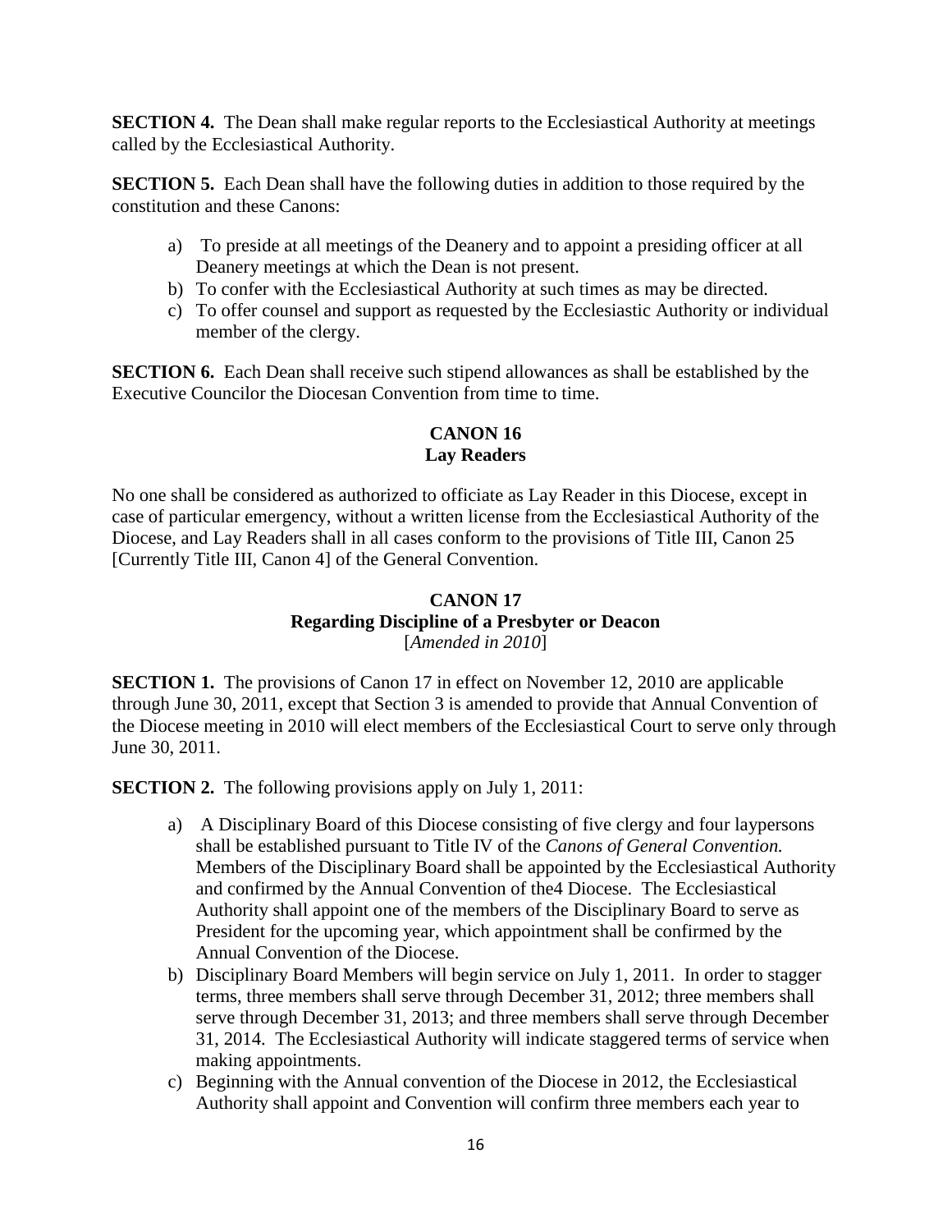**SECTION 4.** The Dean shall make regular reports to the Ecclesiastical Authority at meetings called by the Ecclesiastical Authority.

**SECTION 5.** Each Dean shall have the following duties in addition to those required by the constitution and these Canons:

a) To preside at all meetings of the Deanery and to appoint a presiding officer at all Deanery meetings at which the Dean is not present.
b) To confer with the Ecclesiastical Authority at such times as may be directed.
c) To offer counsel and support as requested by the Ecclesiastic Authority or individual member of the clergy.

**SECTION 6.** Each Dean shall receive such stipend allowances as shall be established by the Executive Councilor the Diocesan Convention from time to time.

## CANON 16
## Lay Readers

No one shall be considered as authorized to officiate as Lay Reader in this Diocese, except in case of particular emergency, without a written license from the Ecclesiastical Authority of the Diocese, and Lay Readers shall in all cases conform to the provisions of Title III, Canon 25 [Currently Title III, Canon 4] of the General Convention.

## CANON 17
## Regarding Discipline of a Presbyter or Deacon
[*Amended in 2010*]

**SECTION 1.** The provisions of Canon 17 in effect on November 12, 2010 are applicable through June 30, 2011, except that Section 3 is amended to provide that Annual Convention of the Diocese meeting in 2010 will elect members of the Ecclesiastical Court to serve only through June 30, 2011.

**SECTION 2.** The following provisions apply on July 1, 2011:

a) A Disciplinary Board of this Diocese consisting of five clergy and four laypersons shall be established pursuant to Title IV of the *Canons of General Convention.* Members of the Disciplinary Board shall be appointed by the Ecclesiastical Authority and confirmed by the Annual Convention of the4 Diocese. The Ecclesiastical Authority shall appoint one of the members of the Disciplinary Board to serve as President for the upcoming year, which appointment shall be confirmed by the Annual Convention of the Diocese.
b) Disciplinary Board Members will begin service on July 1, 2011. In order to stagger terms, three members shall serve through December 31, 2012; three members shall serve through December 31, 2013; and three members shall serve through December 31, 2014. The Ecclesiastical Authority will indicate staggered terms of service when making appointments.
c) Beginning with the Annual convention of the Diocese in 2012, the Ecclesiastical Authority shall appoint and Convention will confirm three members each year to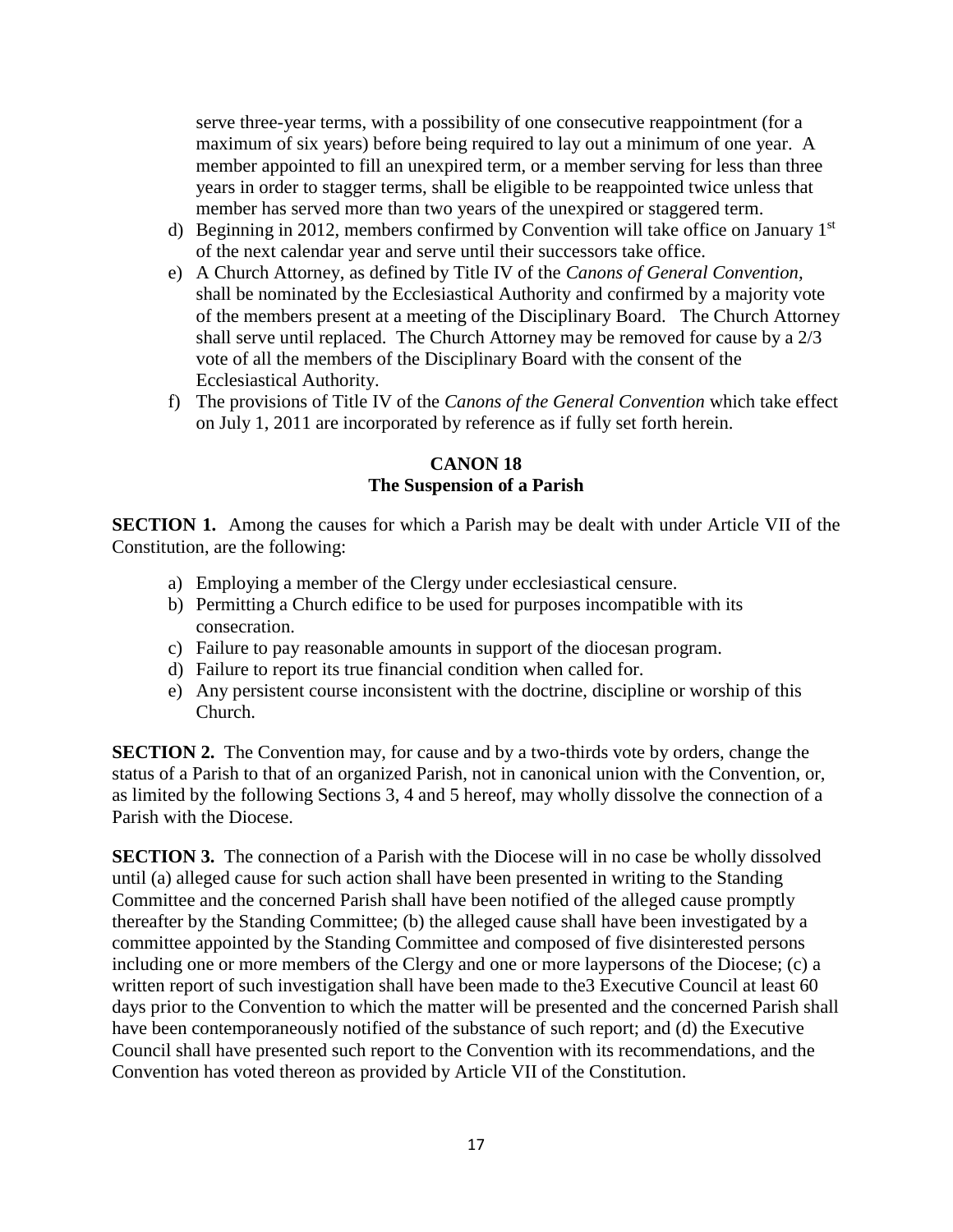serve three-year terms, with a possibility of one consecutive reappointment (for a maximum of six years) before being required to lay out a minimum of one year. A member appointed to fill an unexpired term, or a member serving for less than three years in order to stagger terms, shall be eligible to be reappointed twice unless that member has served more than two years of the unexpired or staggered term.

d) Beginning in 2012, members confirmed by Convention will take office on January 1st of the next calendar year and serve until their successors take office.

e) A Church Attorney, as defined by Title IV of the *Canons of General Convention,* shall be nominated by the Ecclesiastical Authority and confirmed by a majority vote of the members present at a meeting of the Disciplinary Board. The Church Attorney shall serve until replaced. The Church Attorney may be removed for cause by a 2/3 vote of all the members of the Disciplinary Board with the consent of the Ecclesiastical Authority.

f) The provisions of Title IV of the *Canons of the General Convention* which take effect on July 1, 2011 are incorporated by reference as if fully set forth herein.

## CANON 18
## The Suspension of a Parish

**SECTION 1.** Among the causes for which a Parish may be dealt with under Article VII of the Constitution, are the following:

a) Employing a member of the Clergy under ecclesiastical censure.
b) Permitting a Church edifice to be used for purposes incompatible with its consecration.
c) Failure to pay reasonable amounts in support of the diocesan program.
d) Failure to report its true financial condition when called for.
e) Any persistent course inconsistent with the doctrine, discipline or worship of this Church.

**SECTION 2.** The Convention may, for cause and by a two-thirds vote by orders, change the status of a Parish to that of an organized Parish, not in canonical union with the Convention, or, as limited by the following Sections 3, 4 and 5 hereof, may wholly dissolve the connection of a Parish with the Diocese.

**SECTION 3.** The connection of a Parish with the Diocese will in no case be wholly dissolved until (a) alleged cause for such action shall have been presented in writing to the Standing Committee and the concerned Parish shall have been notified of the alleged cause promptly thereafter by the Standing Committee; (b) the alleged cause shall have been investigated by a committee appointed by the Standing Committee and composed of five disinterested persons including one or more members of the Clergy and one or more laypersons of the Diocese; (c) a written report of such investigation shall have been made to the3 Executive Council at least 60 days prior to the Convention to which the matter will be presented and the concerned Parish shall have been contemporaneously notified of the substance of such report; and (d) the Executive Council shall have presented such report to the Convention with its recommendations, and the Convention has voted thereon as provided by Article VII of the Constitution.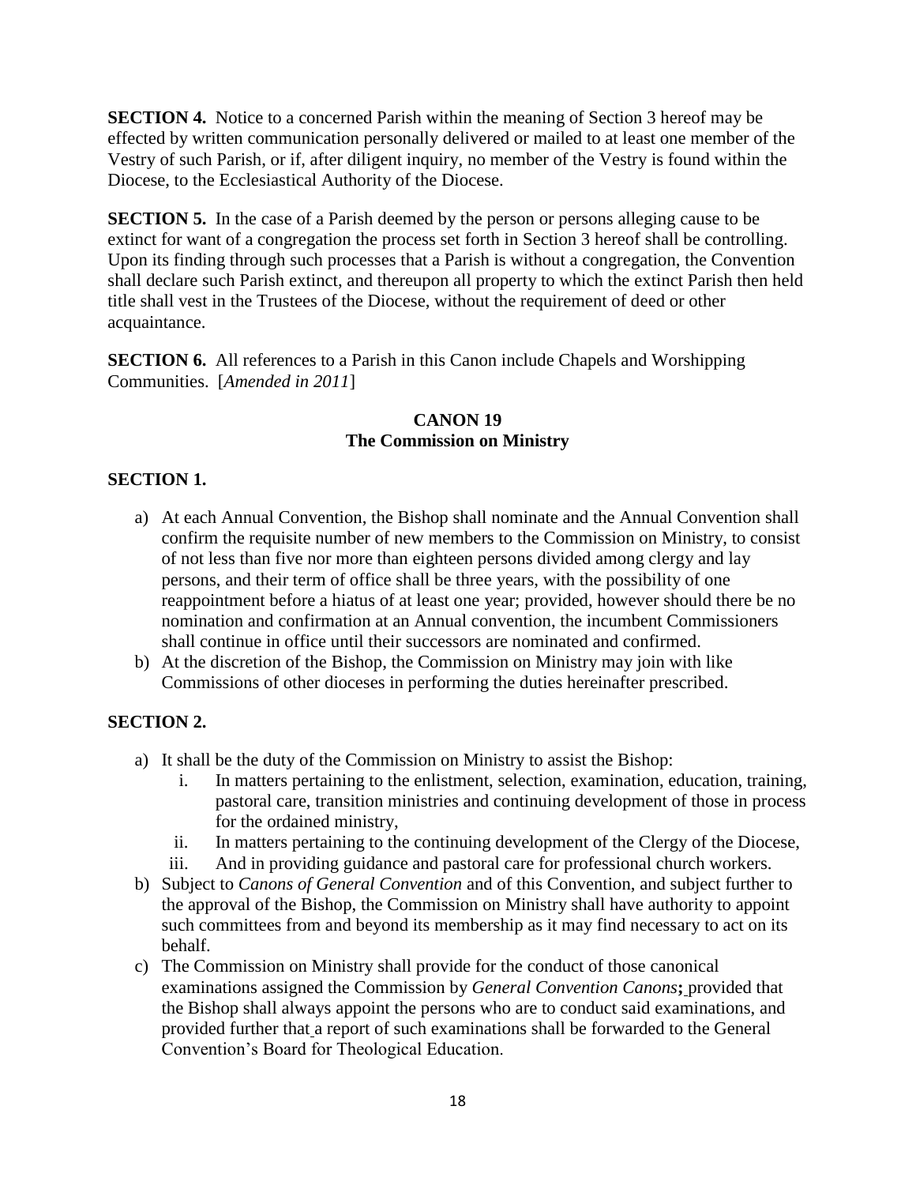**SECTION 4.** Notice to a concerned Parish within the meaning of Section 3 hereof may be effected by written communication personally delivered or mailed to at least one member of the Vestry of such Parish, or if, after diligent inquiry, no member of the Vestry is found within the Diocese, to the Ecclesiastical Authority of the Diocese.

**SECTION 5.** In the case of a Parish deemed by the person or persons alleging cause to be extinct for want of a congregation the process set forth in Section 3 hereof shall be controlling. Upon its finding through such processes that a Parish is without a congregation, the Convention shall declare such Parish extinct, and thereupon all property to which the extinct Parish then held title shall vest in the Trustees of the Diocese, without the requirement of deed or other acquaintance.

**SECTION 6.** All references to a Parish in this Canon include Chapels and Worshipping Communities. [*Amended in 2011*]

## CANON 19
## The Commission on Ministry

**SECTION 1.**

a) At each Annual Convention, the Bishop shall nominate and the Annual Convention shall confirm the requisite number of new members to the Commission on Ministry, to consist of not less than five nor more than eighteen persons divided among clergy and lay persons, and their term of office shall be three years, with the possibility of one reappointment before a hiatus of at least one year; provided, however should there be no nomination and confirmation at an Annual convention, the incumbent Commissioners shall continue in office until their successors are nominated and confirmed.
b) At the discretion of the Bishop, the Commission on Ministry may join with like Commissions of other dioceses in performing the duties hereinafter prescribed.

**SECTION 2.**

a) It shall be the duty of the Commission on Ministry to assist the Bishop:
   i. In matters pertaining to the enlistment, selection, examination, education, training, pastoral care, transition ministries and continuing development of those in process for the ordained ministry,
   ii. In matters pertaining to the continuing development of the Clergy of the Diocese,
   iii. And in providing guidance and pastoral care for professional church workers.
b) Subject to *Canons of General Convention* and of this Convention, and subject further to the approval of the Bishop, the Commission on Ministry shall have authority to appoint such committees from and beyond its membership as it may find necessary to act on its behalf.
c) The Commission on Ministry shall provide for the conduct of those canonical examinations assigned the Commission by *General Convention Canons***;** provided that the Bishop shall always appoint the persons who are to conduct said examinations, and provided further that a report of such examinations shall be forwarded to the General Convention's Board for Theological Education.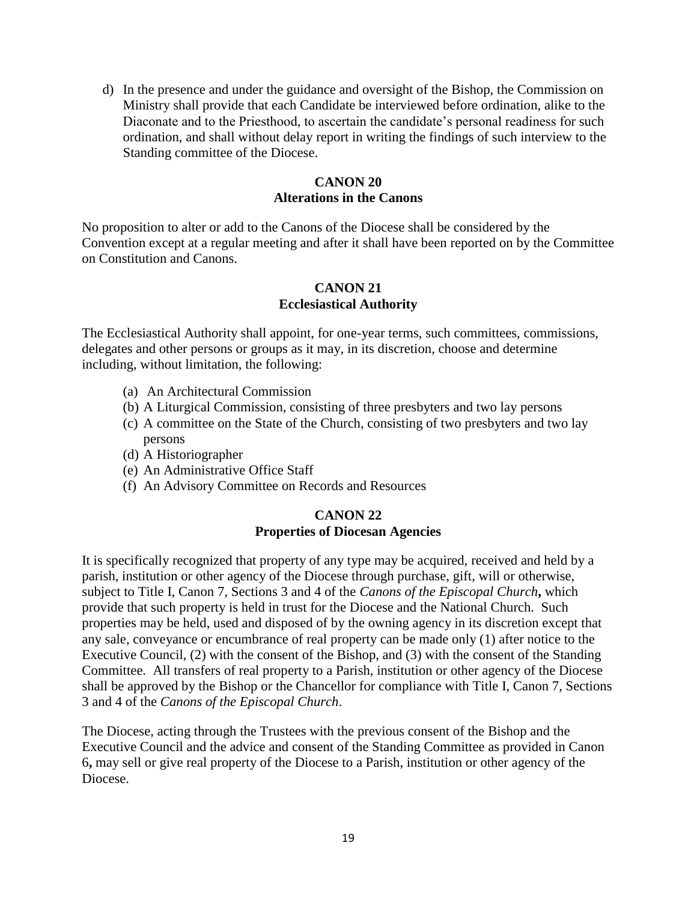d) In the presence and under the guidance and oversight of the Bishop, the Commission on Ministry shall provide that each Candidate be interviewed before ordination, alike to the Diaconate and to the Priesthood, to ascertain the candidate's personal readiness for such ordination, and shall without delay report in writing the findings of such interview to the Standing committee of the Diocese.

## CANON 20
## Alterations in the Canons

No proposition to alter or add to the Canons of the Diocese shall be considered by the Convention except at a regular meeting and after it shall have been reported on by the Committee on Constitution and Canons.

## CANON 21
## Ecclesiastical Authority

The Ecclesiastical Authority shall appoint, for one-year terms, such committees, commissions, delegates and other persons or groups as it may, in its discretion, choose and determine including, without limitation, the following:

(a) An Architectural Commission
(b) A Liturgical Commission, consisting of three presbyters and two lay persons
(c) A committee on the State of the Church, consisting of two presbyters and two lay persons
(d) A Historiographer
(e) An Administrative Office Staff
(f) An Advisory Committee on Records and Resources

## CANON 22
## Properties of Diocesan Agencies

It is specifically recognized that property of any type may be acquired, received and held by a parish, institution or other agency of the Diocese through purchase, gift, will or otherwise, subject to Title I, Canon 7, Sections 3 and 4 of the *Canons of the Episcopal Church***,** which provide that such property is held in trust for the Diocese and the National Church. Such properties may be held, used and disposed of by the owning agency in its discretion except that any sale, conveyance or encumbrance of real property can be made only (1) after notice to the Executive Council, (2) with the consent of the Bishop, and (3) with the consent of the Standing Committee. All transfers of real property to a Parish, institution or other agency of the Diocese shall be approved by the Bishop or the Chancellor for compliance with Title I, Canon 7, Sections 3 and 4 of the *Canons of the Episcopal Church*.

The Diocese, acting through the Trustees with the previous consent of the Bishop and the Executive Council and the advice and consent of the Standing Committee as provided in Canon 6**,** may sell or give real property of the Diocese to a Parish, institution or other agency of the Diocese.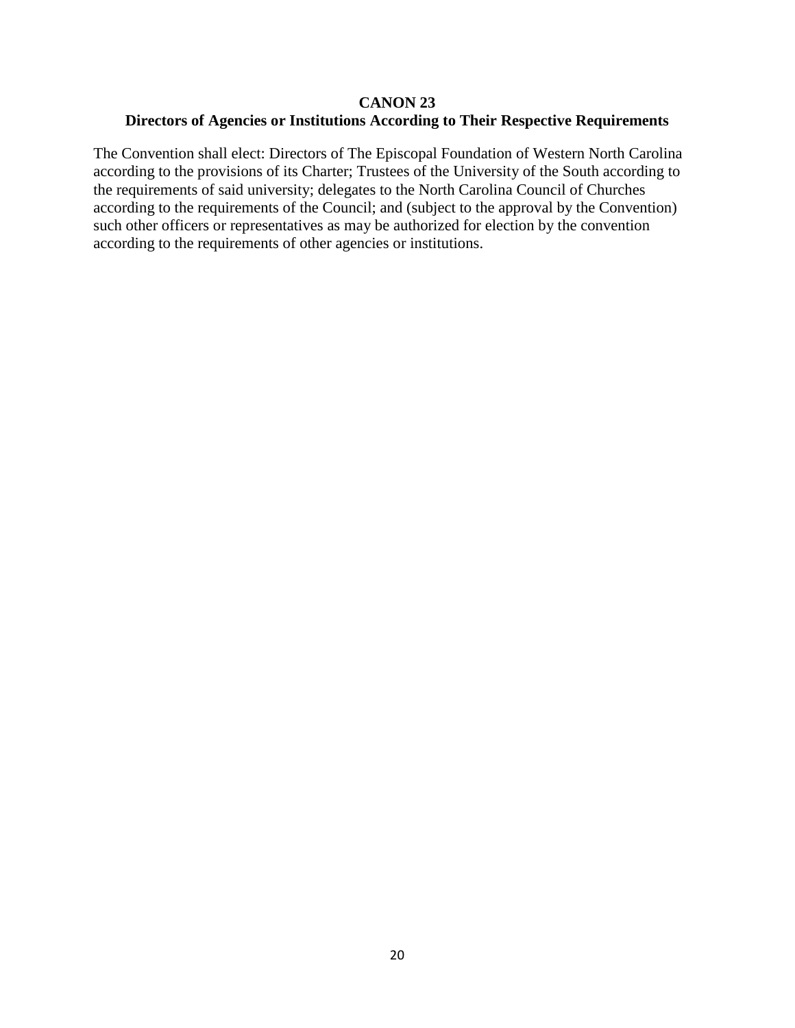## CANON 23
### Directors of Agencies or Institutions According to Their Respective Requirements

The Convention shall elect: Directors of The Episcopal Foundation of Western North Carolina according to the provisions of its Charter; Trustees of the University of the South according to the requirements of said university; delegates to the North Carolina Council of Churches according to the requirements of the Council; and (subject to the approval by the Convention) such other officers or representatives as may be authorized for election by the convention according to the requirements of other agencies or institutions.